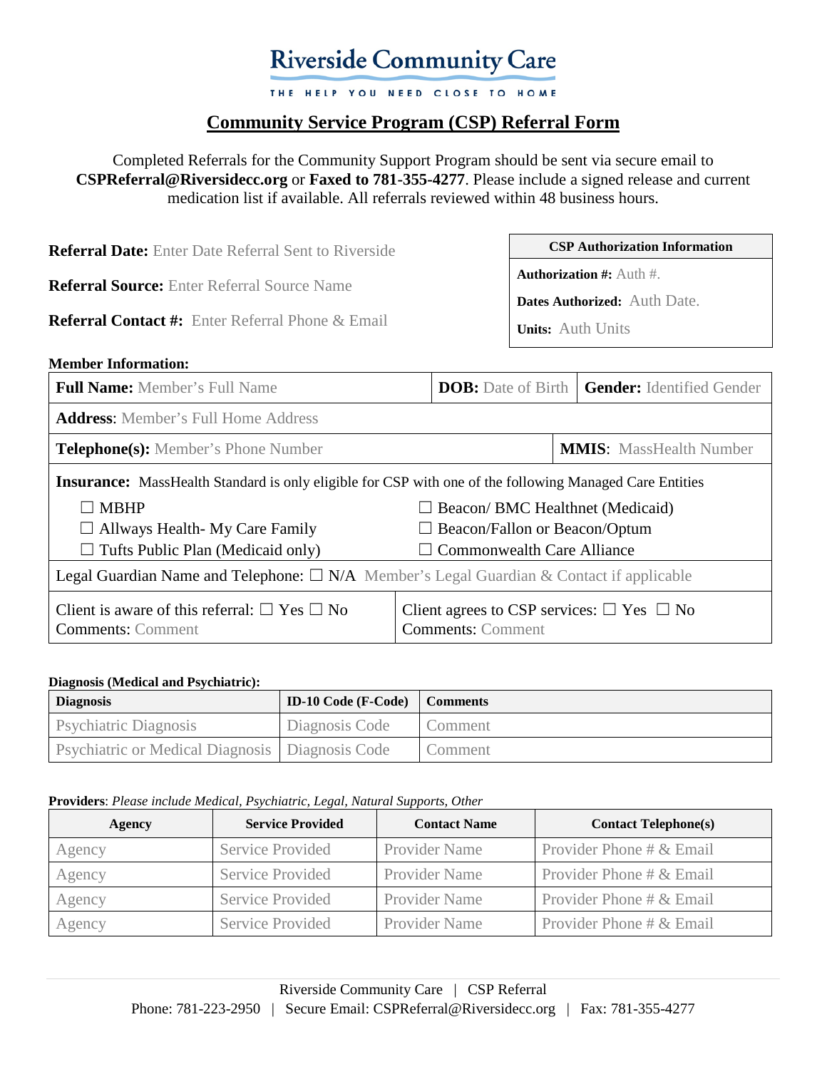# Riverside Community Care

THE HELP YOU NEED CLOSE TO HOME

## Community Service Program (CSP) Referral Form

Completed Referrals for the Community Support Program should be sent via secure email to **CSPReferral@Riversidecc.org** or **Faxed to 781-355-4277**. Please include a signed release and current medication list if available. All referrals reviewed within 48 business hours.

**Referral Date:** Enter Date Referral Sent to Riverside

**Referral Source:** Enter Referral Source Name

**Referral Contact #:** Enter Referral Phone & Email

| CSP Authorization Information |
|---|
| **Authorization #:** Auth #. |
| **Dates Authorized:** Auth Date. |
| **Units:** Auth Units |

**Member Information:**

| | | |
|---|---|---|
| **Full Name:** Member's Full Name | **DOB:** Date of Birth | **Gender:** Identified Gender |
| **Address**: Member's Full Home Address | | |
| **Telephone(s):** Member's Phone Number | | **MMIS**: MassHealth Number |

**Insurance:** MassHealth Standard is only eligible for CSP with one of the following Managed Care Entities

- ☐ MBHP
- ☐ Allways Health- My Care Family
- ☐ Tufts Public Plan (Medicaid only)
- ☐ Beacon/ BMC Healthnet (Medicaid)
- ☐ Beacon/Fallon or Beacon/Optum
- ☐ Commonwealth Care Alliance

Legal Guardian Name and Telephone: ☐ N/A Member's Legal Guardian & Contact if applicable

| | |
|---|---|
| Client is aware of this referral: ☐ Yes ☐ No<br>Comments: Comment | Client agrees to CSP services: ☐ Yes ☐ No<br>Comments: Comment |

**Diagnosis (Medical and Psychiatric):**

| Diagnosis | ID-10 Code (F-Code) | Comments |
|---|---|---|
| Psychiatric Diagnosis | Diagnosis Code | Comment |
| Psychiatric or Medical Diagnosis | Diagnosis Code | Comment |

**Providers**: *Please include Medical, Psychiatric, Legal, Natural Supports, Other*

| Agency | Service Provided | Contact Name | Contact Telephone(s) |
|---|---|---|---|
| Agency | Service Provided | Provider Name | Provider Phone # & Email |
| Agency | Service Provided | Provider Name | Provider Phone # & Email |
| Agency | Service Provided | Provider Name | Provider Phone # & Email |
| Agency | Service Provided | Provider Name | Provider Phone # & Email |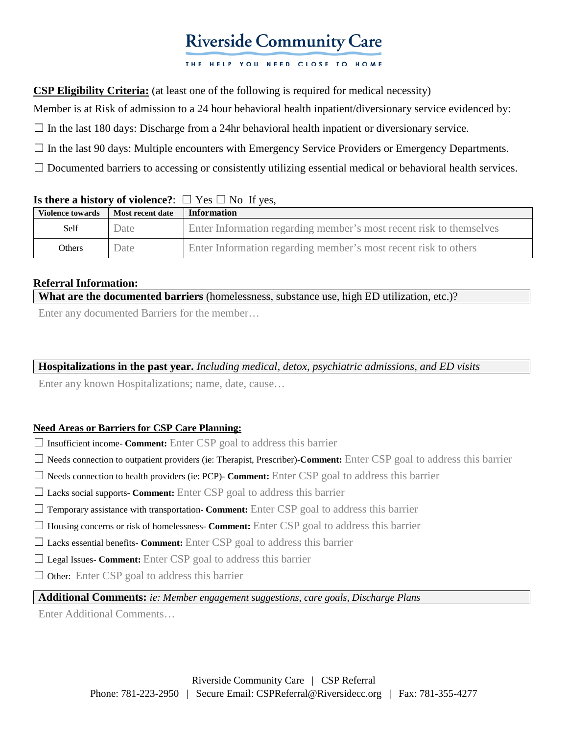# Riverside Community Care

THE HELP YOU NEED CLOSE TO HOME

**CSP Eligibility Criteria:** (at least one of the following is required for medical necessity)

Member is at Risk of admission to a 24 hour behavioral health inpatient/diversionary service evidenced by:

☐ In the last 180 days: Discharge from a 24hr behavioral health inpatient or diversionary service.

☐ In the last 90 days: Multiple encounters with Emergency Service Providers or Emergency Departments.

☐ Documented barriers to accessing or consistently utilizing essential medical or behavioral health services.

**Is there a history of violence?**: ☐ Yes ☐ No If yes,

| Violence towards | Most recent date | Information |
|---|---|---|
| Self | Date | Enter Information regarding member's most recent risk to themselves |
| Others | Date | Enter Information regarding member's most recent risk to others |

**Referral Information:**

**What are the documented barriers** (homelessness, substance use, high ED utilization, etc.)?

Enter any documented Barriers for the member…

**Hospitalizations in the past year.** *Including medical, detox, psychiatric admissions, and ED visits*

Enter any known Hospitalizations; name, date, cause…

**Need Areas or Barriers for CSP Care Planning:**

☐ Insufficient income- **Comment:** Enter CSP goal to address this barrier

☐ Needs connection to outpatient providers (ie: Therapist, Prescriber)-**Comment:** Enter CSP goal to address this barrier

☐ Needs connection to health providers (ie: PCP)- **Comment:** Enter CSP goal to address this barrier

☐ Lacks social supports- **Comment:** Enter CSP goal to address this barrier

☐ Temporary assistance with transportation- **Comment:** Enter CSP goal to address this barrier

☐ Housing concerns or risk of homelessness- **Comment:** Enter CSP goal to address this barrier

☐ Lacks essential benefits- **Comment:** Enter CSP goal to address this barrier

☐ Legal Issues- **Comment:** Enter CSP goal to address this barrier

☐ Other: Enter CSP goal to address this barrier

**Additional Comments:** *ie: Member engagement suggestions, care goals, Discharge Plans*

Enter Additional Comments…

Riverside Community Care | CSP Referral

Phone: 781-223-2950 | Secure Email: CSPReferral@Riversidecc.org | Fax: 781-355-4277